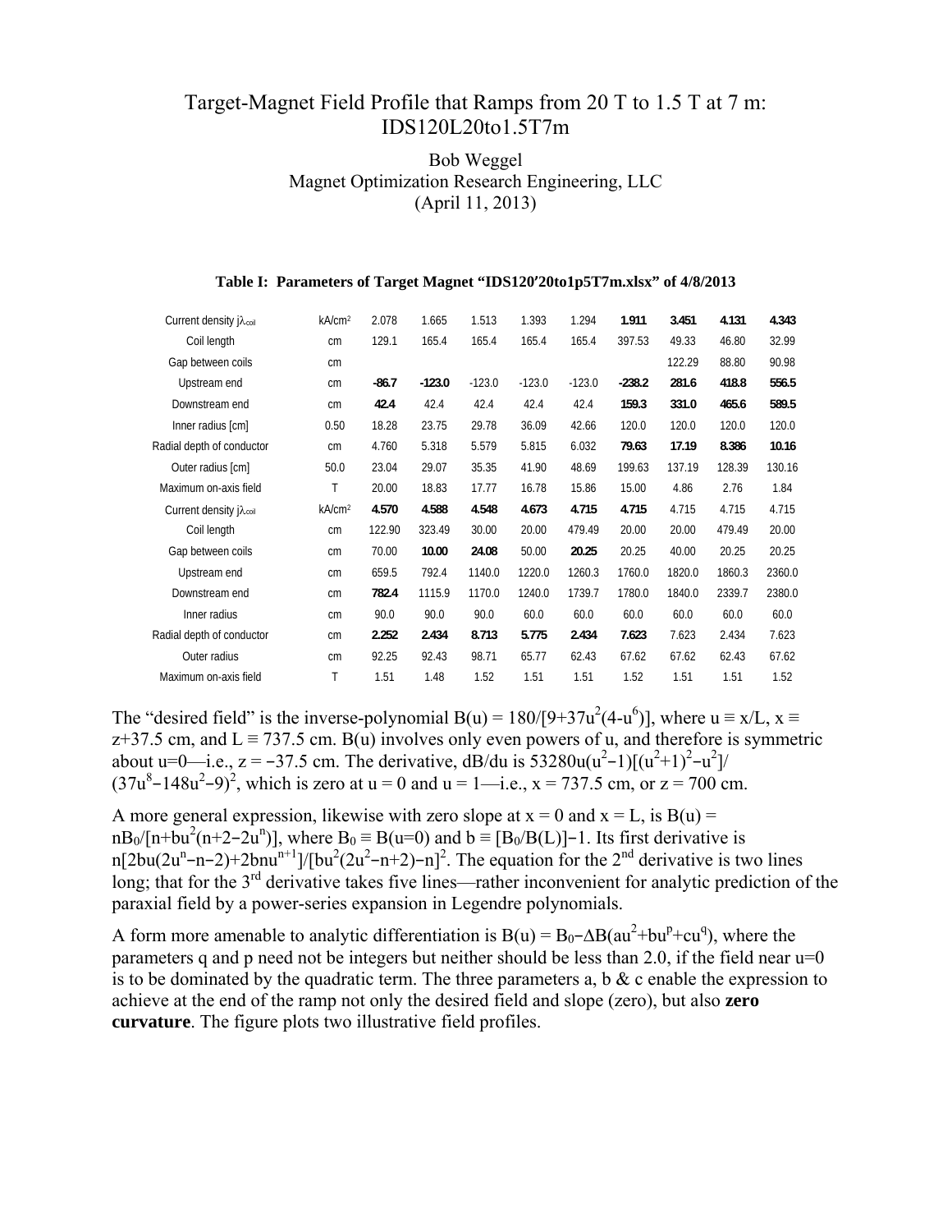# Target-Magnet Field Profile that Ramps from 20 T to 1.5 T at 7 m: IDS120L20to1.5T7m

Bob Weggel
Magnet Optimization Research Engineering, LLC
(April 11, 2013)

**Table I: Parameters of Target Magnet "IDS120′20to1p5T7m.xlsx" of 4/8/2013**

| | | | | | | | | | | |
|---|---|---|---|---|---|---|---|---|---|---|
| Current density $j\lambda_{coil}$ | kA/cm$^2$ | 2.078 | 1.665 | 1.513 | 1.393 | 1.294 | **1.911** | **3.451** | **4.131** | **4.343** |
| Coil length | cm | 129.1 | 165.4 | 165.4 | 165.4 | 165.4 | 397.53 | 49.33 | 46.80 | 32.99 |
| Gap between coils | cm | | | | | | | 122.29 | 88.80 | 90.98 |
| Upstream end | cm | **-86.7** | **-123.0** | -123.0 | -123.0 | -123.0 | **-238.2** | **281.6** | **418.8** | **556.5** |
| Downstream end | cm | **42.4** | 42.4 | 42.4 | 42.4 | 42.4 | **159.3** | **331.0** | **465.6** | **589.5** |
| Inner radius [cm] | 0.50 | 18.28 | 23.75 | 29.78 | 36.09 | 42.66 | 120.0 | 120.0 | 120.0 | 120.0 |
| Radial depth of conductor | cm | 4.760 | 5.318 | 5.579 | 5.815 | 6.032 | **79.63** | **17.19** | **8.386** | **10.16** |
| Outer radius [cm] | 50.0 | 23.04 | 29.07 | 35.35 | 41.90 | 48.69 | 199.63 | 137.19 | 128.39 | 130.16 |
| Maximum on-axis field | T | 20.00 | 18.83 | 17.77 | 16.78 | 15.86 | 15.00 | 4.86 | 2.76 | 1.84 |
| Current density $j\lambda_{coil}$ | kA/cm$^2$ | **4.570** | **4.588** | **4.548** | **4.673** | **4.715** | **4.715** | 4.715 | 4.715 | 4.715 |
| Coil length | cm | 122.90 | 323.49 | 30.00 | 20.00 | 479.49 | 20.00 | 20.00 | 479.49 | 20.00 |
| Gap between coils | cm | 70.00 | **10.00** | **24.08** | 50.00 | **20.25** | 20.25 | 40.00 | 20.25 | 20.25 |
| Upstream end | cm | 659.5 | 792.4 | 1140.0 | 1220.0 | 1260.3 | 1760.0 | 1820.0 | 1860.3 | 2360.0 |
| Downstream end | cm | **782.4** | 1115.9 | 1170.0 | 1240.0 | 1739.7 | 1780.0 | 1840.0 | 2339.7 | 2380.0 |
| Inner radius | cm | 90.0 | 90.0 | 90.0 | 60.0 | 60.0 | 60.0 | 60.0 | 60.0 | 60.0 |
| Radial depth of conductor | cm | **2.252** | **2.434** | **8.713** | **5.775** | **2.434** | **7.623** | 7.623 | 2.434 | 7.623 |
| Outer radius | cm | 92.25 | 92.43 | 98.71 | 65.77 | 62.43 | 67.62 | 67.62 | 62.43 | 67.62 |
| Maximum on-axis field | T | 1.51 | 1.48 | 1.52 | 1.51 | 1.51 | 1.52 | 1.51 | 1.51 | 1.52 |

The "desired field" is the inverse-polynomial $B(u) = 180/[9+37u^2(4-u^6)]$, where $u \equiv x/L$, $x \equiv z+37.5$ cm, and $L \equiv 737.5$ cm. B(u) involves only even powers of u, and therefore is symmetric about u=0—i.e., z = −37.5 cm. The derivative, dB/du is $53280u(u^2-1)[(u^2+1)^2-u^2]/(37u^8-148u^2-9)^2$, which is zero at u = 0 and u = 1—i.e., x = 737.5 cm, or z = 700 cm.

A more general expression, likewise with zero slope at x = 0 and x = L, is $B(u) = nB_0/[n+bu^2(n+2-2u^n)]$, where $B_0 \equiv B(u=0)$ and $b \equiv [B_0/B(L)]-1$. Its first derivative is $n[2bu(2u^n-n-2)+2bnu^{n+1}]/[bu^2(2u^2-n+2)-n]^2$. The equation for the 2[nd] derivative is two lines long; that for the 3[rd] derivative takes five lines—rather inconvenient for analytic prediction of the paraxial field by a power-series expansion in Legendre polynomials.

A form more amenable to analytic differentiation is $B(u) = B_0-\Delta B(au^2+bu^p+cu^q)$, where the parameters q and p need not be integers but neither should be less than 2.0, if the field near u=0 is to be dominated by the quadratic term. The three parameters a, b & c enable the expression to achieve at the end of the ramp not only the desired field and slope (zero), but also **zero curvature**. The figure plots two illustrative field profiles.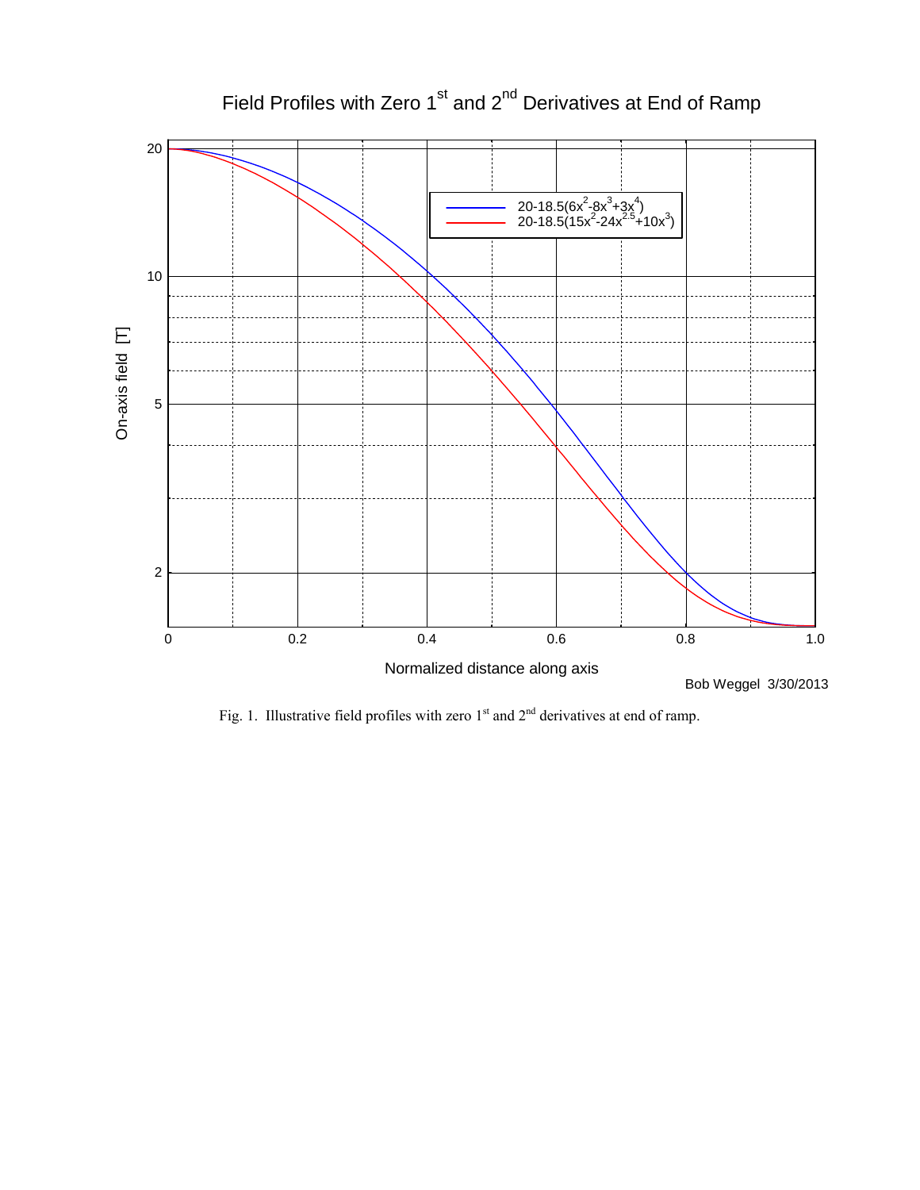Field Profiles with Zero $1^{st}$ and $2^{nd}$ Derivatives at End of Ramp

20-18.5($6x^2$-$8x^3$+$3x^4$)

20-18.5($15x^2$-$24x^{2.5}$+$10x^3$)

On-axis field [T]

20

10

5

2

0

0.2

0.4

0.6

0.8

1.0

Normalized distance along axis

Bob Weggel 3/30/2013

Fig. 1. Illustrative field profiles with zero $1^{st}$ and $2^{nd}$ derivatives at end of ramp.